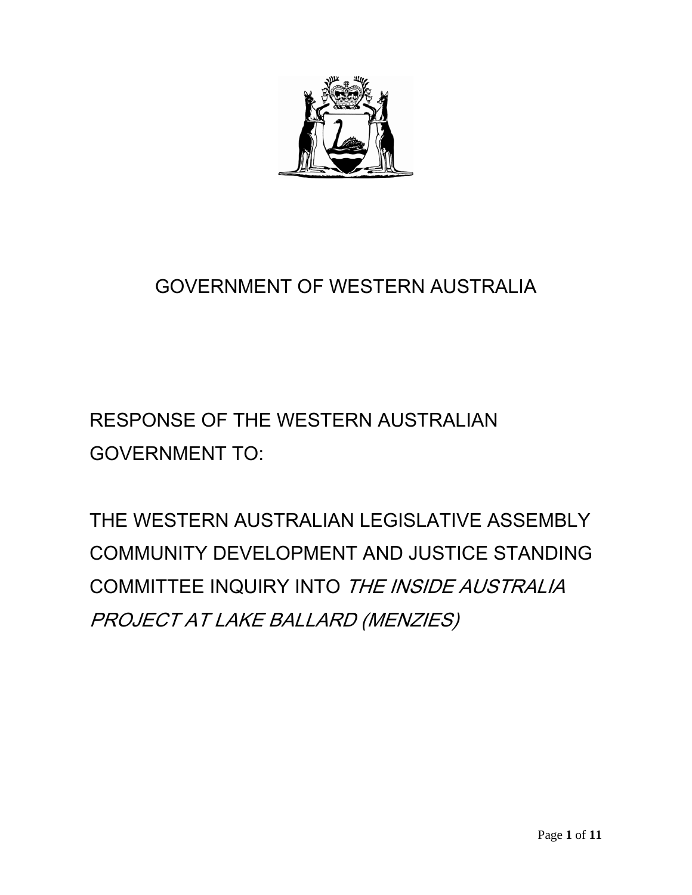# GOVERNMENT OF WESTERN AUSTRALIA

## RESPONSE OF THE WESTERN AUSTRALIAN GOVERNMENT TO:

## THE WESTERN AUSTRALIAN LEGISLATIVE ASSEMBLY COMMUNITY DEVELOPMENT AND JUSTICE STANDING COMMITTEE INQUIRY INTO *THE INSIDE AUSTRALIA PROJECT AT LAKE BALLARD (MENZIES)*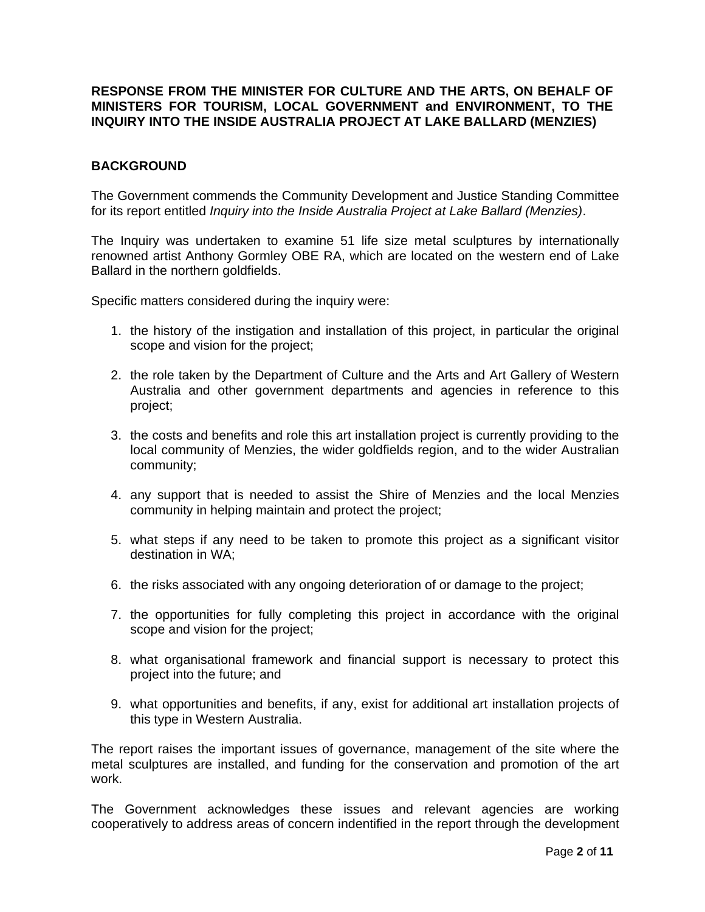**RESPONSE FROM THE MINISTER FOR CULTURE AND THE ARTS, ON BEHALF OF MINISTERS FOR TOURISM, LOCAL GOVERNMENT and ENVIRONMENT, TO THE INQUIRY INTO THE INSIDE AUSTRALIA PROJECT AT LAKE BALLARD (MENZIES)**

## BACKGROUND

The Government commends the Community Development and Justice Standing Committee for its report entitled *Inquiry into the Inside Australia Project at Lake Ballard (Menzies)*.

The Inquiry was undertaken to examine 51 life size metal sculptures by internationally renowned artist Anthony Gormley OBE RA, which are located on the western end of Lake Ballard in the northern goldfields.

Specific matters considered during the inquiry were:

1. the history of the instigation and installation of this project, in particular the original scope and vision for the project;
2. the role taken by the Department of Culture and the Arts and Art Gallery of Western Australia and other government departments and agencies in reference to this project;
3. the costs and benefits and role this art installation project is currently providing to the local community of Menzies, the wider goldfields region, and to the wider Australian community;
4. any support that is needed to assist the Shire of Menzies and the local Menzies community in helping maintain and protect the project;
5. what steps if any need to be taken to promote this project as a significant visitor destination in WA;
6. the risks associated with any ongoing deterioration of or damage to the project;
7. the opportunities for fully completing this project in accordance with the original scope and vision for the project;
8. what organisational framework and financial support is necessary to protect this project into the future; and
9. what opportunities and benefits, if any, exist for additional art installation projects of this type in Western Australia.

The report raises the important issues of governance, management of the site where the metal sculptures are installed, and funding for the conservation and promotion of the art work.

The Government acknowledges these issues and relevant agencies are working cooperatively to address areas of concern indentified in the report through the development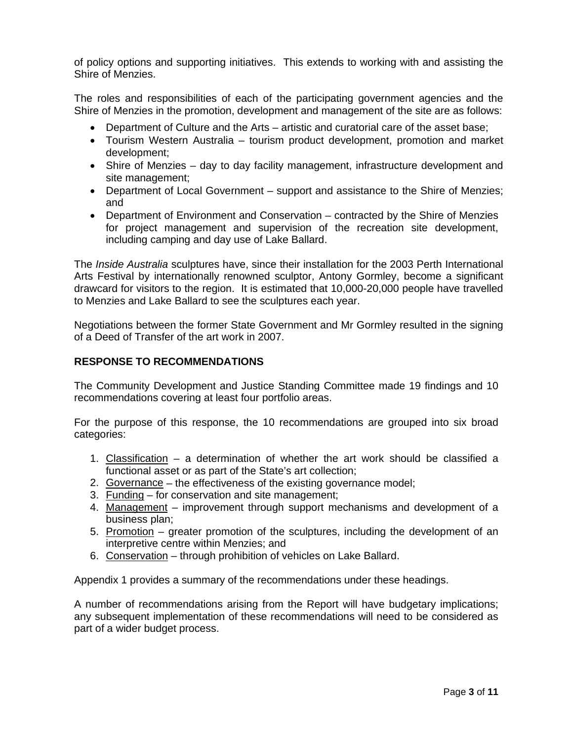of policy options and supporting initiatives. This extends to working with and assisting the Shire of Menzies.

The roles and responsibilities of each of the participating government agencies and the Shire of Menzies in the promotion, development and management of the site are as follows:

- Department of Culture and the Arts – artistic and curatorial care of the asset base;
- Tourism Western Australia – tourism product development, promotion and market development;
- Shire of Menzies – day to day facility management, infrastructure development and site management;
- Department of Local Government – support and assistance to the Shire of Menzies; and
- Department of Environment and Conservation – contracted by the Shire of Menzies for project management and supervision of the recreation site development, including camping and day use of Lake Ballard.

The *Inside Australia* sculptures have, since their installation for the 2003 Perth International Arts Festival by internationally renowned sculptor, Antony Gormley, become a significant drawcard for visitors to the region. It is estimated that 10,000-20,000 people have travelled to Menzies and Lake Ballard to see the sculptures each year.

Negotiations between the former State Government and Mr Gormley resulted in the signing of a Deed of Transfer of the art work in 2007.

## RESPONSE TO RECOMMENDATIONS

The Community Development and Justice Standing Committee made 19 findings and 10 recommendations covering at least four portfolio areas.

For the purpose of this response, the 10 recommendations are grouped into six broad categories:

1. Classification – a determination of whether the art work should be classified a functional asset or as part of the State's art collection;
2. Governance – the effectiveness of the existing governance model;
3. Funding – for conservation and site management;
4. Management – improvement through support mechanisms and development of a business plan;
5. Promotion – greater promotion of the sculptures, including the development of an interpretive centre within Menzies; and
6. Conservation – through prohibition of vehicles on Lake Ballard.

Appendix 1 provides a summary of the recommendations under these headings.

A number of recommendations arising from the Report will have budgetary implications; any subsequent implementation of these recommendations will need to be considered as part of a wider budget process.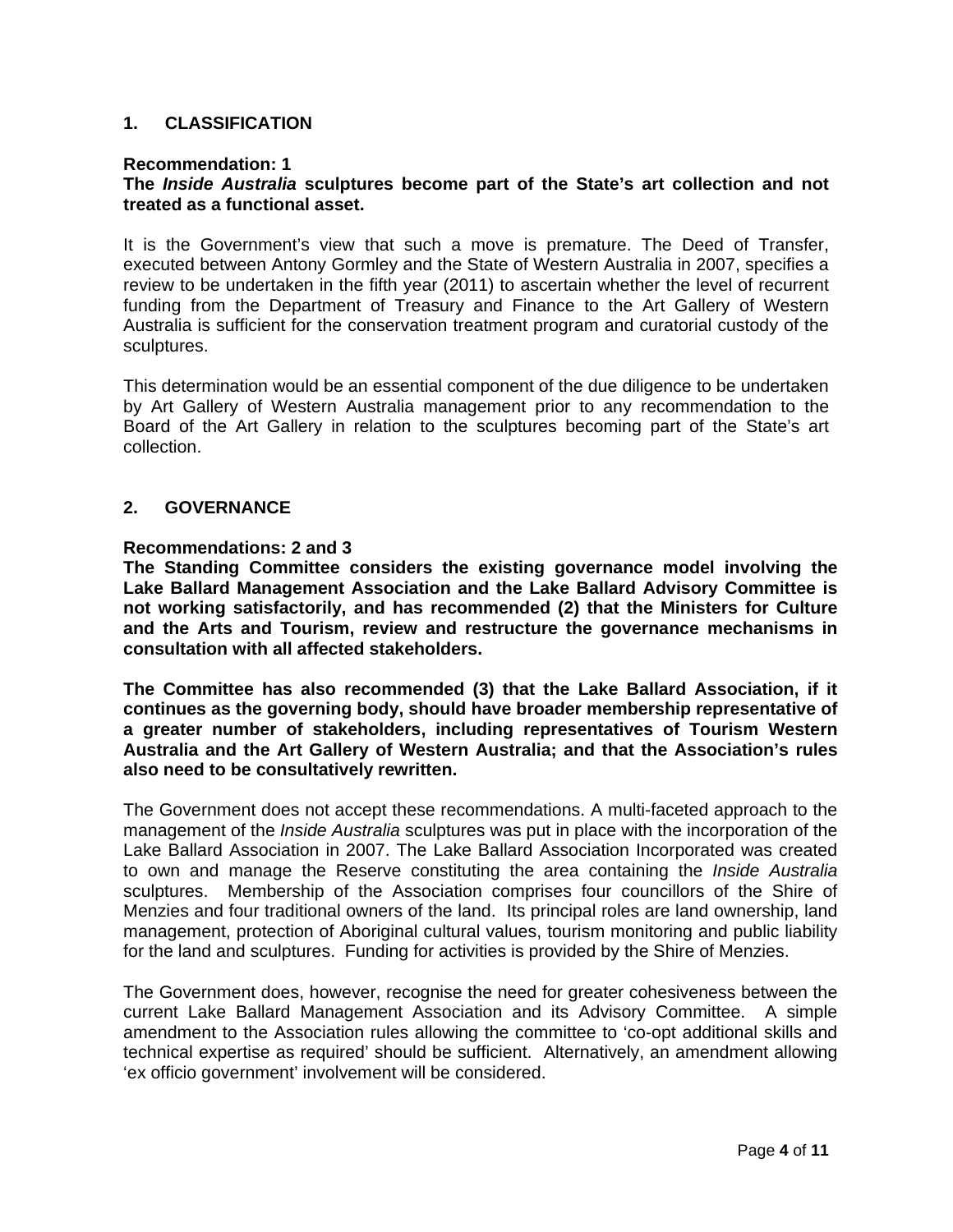## 1. CLASSIFICATION

**Recommendation: 1**
**The *Inside Australia* sculptures become part of the State's art collection and not treated as a functional asset.**

It is the Government's view that such a move is premature. The Deed of Transfer, executed between Antony Gormley and the State of Western Australia in 2007, specifies a review to be undertaken in the fifth year (2011) to ascertain whether the level of recurrent funding from the Department of Treasury and Finance to the Art Gallery of Western Australia is sufficient for the conservation treatment program and curatorial custody of the sculptures.

This determination would be an essential component of the due diligence to be undertaken by Art Gallery of Western Australia management prior to any recommendation to the Board of the Art Gallery in relation to the sculptures becoming part of the State's art collection.

## 2. GOVERNANCE

**Recommendations: 2 and 3**
**The Standing Committee considers the existing governance model involving the Lake Ballard Management Association and the Lake Ballard Advisory Committee is not working satisfactorily, and has recommended (2) that the Ministers for Culture and the Arts and Tourism, review and restructure the governance mechanisms in consultation with all affected stakeholders.**

**The Committee has also recommended (3) that the Lake Ballard Association, if it continues as the governing body, should have broader membership representative of a greater number of stakeholders, including representatives of Tourism Western Australia and the Art Gallery of Western Australia; and that the Association's rules also need to be consultatively rewritten.**

The Government does not accept these recommendations. A multi-faceted approach to the management of the *Inside Australia* sculptures was put in place with the incorporation of the Lake Ballard Association in 2007. The Lake Ballard Association Incorporated was created to own and manage the Reserve constituting the area containing the *Inside Australia* sculptures. Membership of the Association comprises four councillors of the Shire of Menzies and four traditional owners of the land. Its principal roles are land ownership, land management, protection of Aboriginal cultural values, tourism monitoring and public liability for the land and sculptures. Funding for activities is provided by the Shire of Menzies.

The Government does, however, recognise the need for greater cohesiveness between the current Lake Ballard Management Association and its Advisory Committee. A simple amendment to the Association rules allowing the committee to 'co-opt additional skills and technical expertise as required' should be sufficient. Alternatively, an amendment allowing 'ex officio government' involvement will be considered.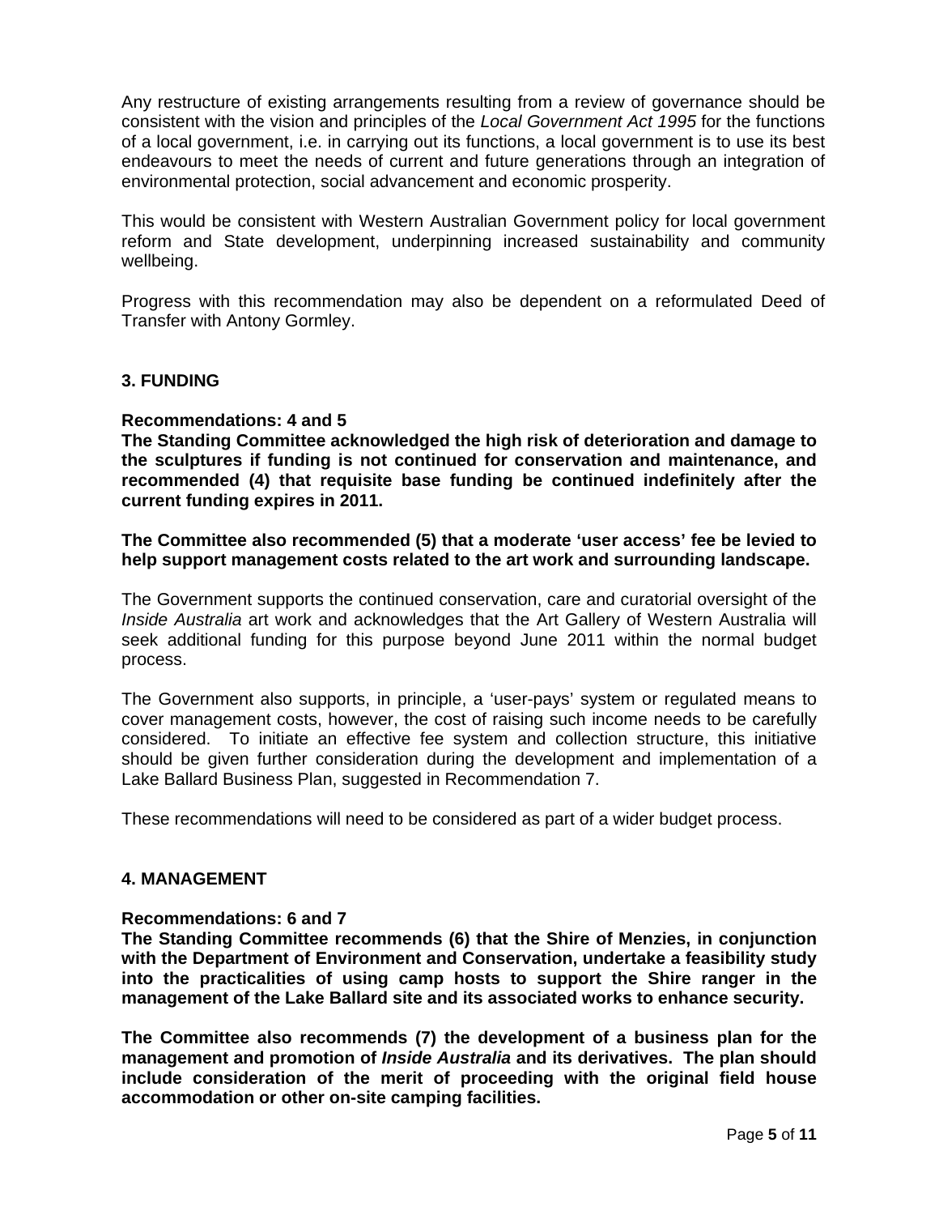Any restructure of existing arrangements resulting from a review of governance should be consistent with the vision and principles of the *Local Government Act 1995* for the functions of a local government, i.e. in carrying out its functions, a local government is to use its best endeavours to meet the needs of current and future generations through an integration of environmental protection, social advancement and economic prosperity.

This would be consistent with Western Australian Government policy for local government reform and State development, underpinning increased sustainability and community wellbeing.

Progress with this recommendation may also be dependent on a reformulated Deed of Transfer with Antony Gormley.

### 3. FUNDING

**Recommendations: 4 and 5**

**The Standing Committee acknowledged the high risk of deterioration and damage to the sculptures if funding is not continued for conservation and maintenance, and recommended (4) that requisite base funding be continued indefinitely after the current funding expires in 2011.**

**The Committee also recommended (5) that a moderate 'user access' fee be levied to help support management costs related to the art work and surrounding landscape.**

The Government supports the continued conservation, care and curatorial oversight of the *Inside Australia* art work and acknowledges that the Art Gallery of Western Australia will seek additional funding for this purpose beyond June 2011 within the normal budget process.

The Government also supports, in principle, a 'user-pays' system or regulated means to cover management costs, however, the cost of raising such income needs to be carefully considered. To initiate an effective fee system and collection structure, this initiative should be given further consideration during the development and implementation of a Lake Ballard Business Plan, suggested in Recommendation 7.

These recommendations will need to be considered as part of a wider budget process.

### 4. MANAGEMENT

**Recommendations: 6 and 7**

**The Standing Committee recommends (6) that the Shire of Menzies, in conjunction with the Department of Environment and Conservation, undertake a feasibility study into the practicalities of using camp hosts to support the Shire ranger in the management of the Lake Ballard site and its associated works to enhance security.**

**The Committee also recommends (7) the development of a business plan for the management and promotion of *Inside Australia* and its derivatives. The plan should include consideration of the merit of proceeding with the original field house accommodation or other on-site camping facilities.**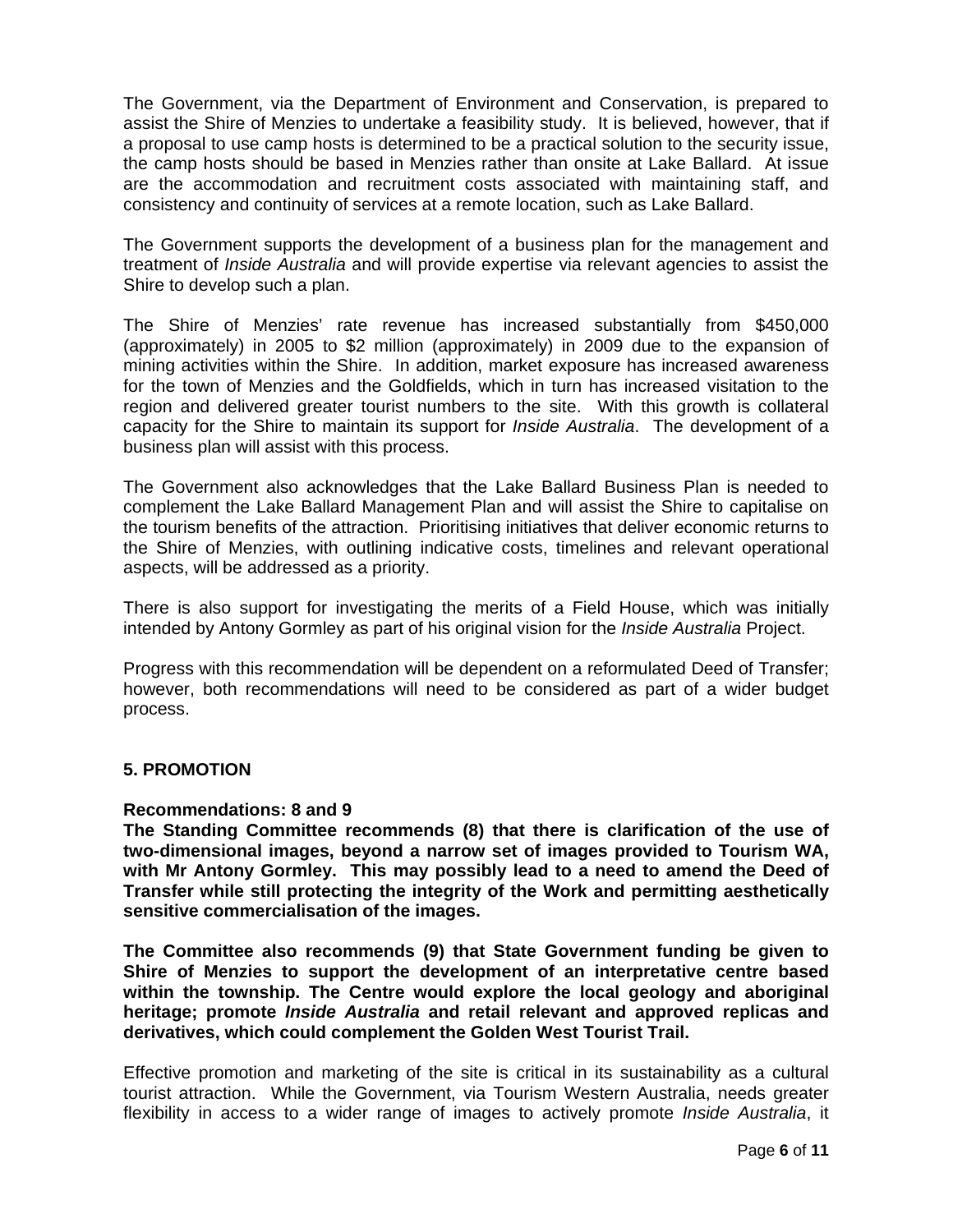The Government, via the Department of Environment and Conservation, is prepared to assist the Shire of Menzies to undertake a feasibility study. It is believed, however, that if a proposal to use camp hosts is determined to be a practical solution to the security issue, the camp hosts should be based in Menzies rather than onsite at Lake Ballard. At issue are the accommodation and recruitment costs associated with maintaining staff, and consistency and continuity of services at a remote location, such as Lake Ballard.

The Government supports the development of a business plan for the management and treatment of *Inside Australia* and will provide expertise via relevant agencies to assist the Shire to develop such a plan.

The Shire of Menzies' rate revenue has increased substantially from $450,000 (approximately) in 2005 to $2 million (approximately) in 2009 due to the expansion of mining activities within the Shire. In addition, market exposure has increased awareness for the town of Menzies and the Goldfields, which in turn has increased visitation to the region and delivered greater tourist numbers to the site. With this growth is collateral capacity for the Shire to maintain its support for *Inside Australia*. The development of a business plan will assist with this process.

The Government also acknowledges that the Lake Ballard Business Plan is needed to complement the Lake Ballard Management Plan and will assist the Shire to capitalise on the tourism benefits of the attraction. Prioritising initiatives that deliver economic returns to the Shire of Menzies, with outlining indicative costs, timelines and relevant operational aspects, will be addressed as a priority.

There is also support for investigating the merits of a Field House, which was initially intended by Antony Gormley as part of his original vision for the *Inside Australia* Project.

Progress with this recommendation will be dependent on a reformulated Deed of Transfer; however, both recommendations will need to be considered as part of a wider budget process.

## 5. PROMOTION

**Recommendations: 8 and 9**

**The Standing Committee recommends (8) that there is clarification of the use of two-dimensional images, beyond a narrow set of images provided to Tourism WA, with Mr Antony Gormley. This may possibly lead to a need to amend the Deed of Transfer while still protecting the integrity of the Work and permitting aesthetically sensitive commercialisation of the images.**

**The Committee also recommends (9) that State Government funding be given to Shire of Menzies to support the development of an interpretative centre based within the township. The Centre would explore the local geology and aboriginal heritage; promote *Inside Australia* and retail relevant and approved replicas and derivatives, which could complement the Golden West Tourist Trail.**

Effective promotion and marketing of the site is critical in its sustainability as a cultural tourist attraction. While the Government, via Tourism Western Australia, needs greater flexibility in access to a wider range of images to actively promote *Inside Australia*, it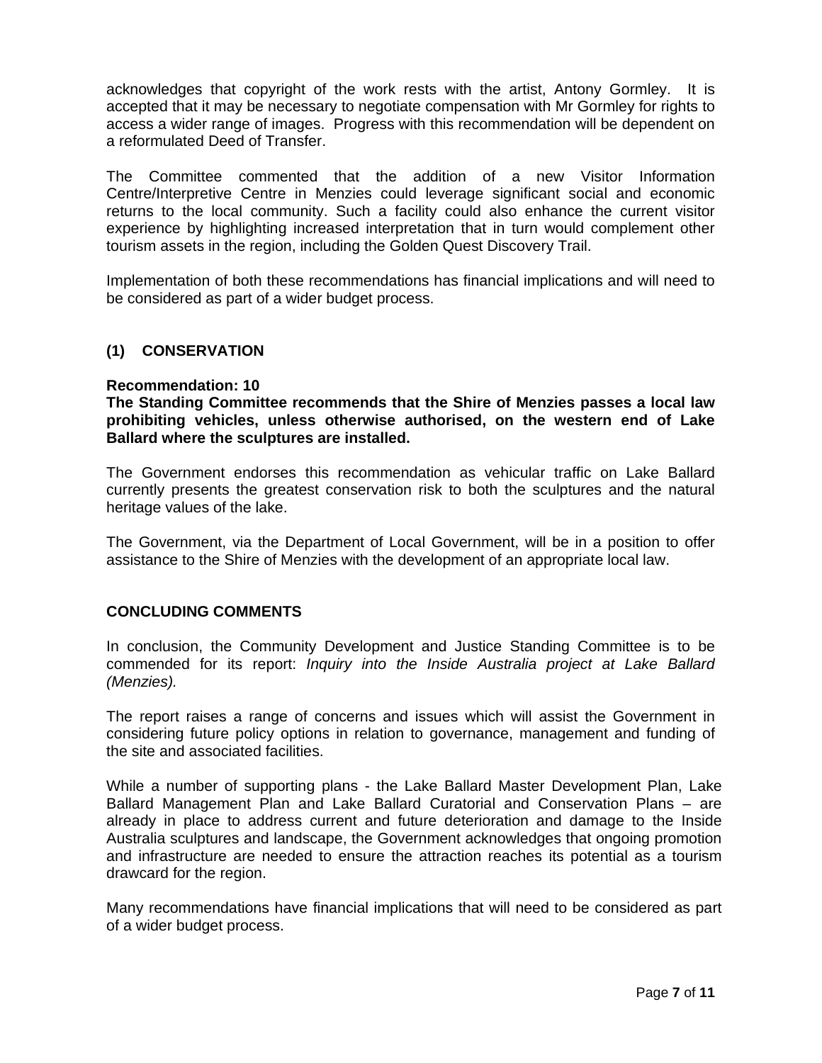acknowledges that copyright of the work rests with the artist, Antony Gormley. It is accepted that it may be necessary to negotiate compensation with Mr Gormley for rights to access a wider range of images. Progress with this recommendation will be dependent on a reformulated Deed of Transfer.

The Committee commented that the addition of a new Visitor Information Centre/Interpretive Centre in Menzies could leverage significant social and economic returns to the local community. Such a facility could also enhance the current visitor experience by highlighting increased interpretation that in turn would complement other tourism assets in the region, including the Golden Quest Discovery Trail.

Implementation of both these recommendations has financial implications and will need to be considered as part of a wider budget process.

## (1) CONSERVATION

**Recommendation: 10**
**The Standing Committee recommends that the Shire of Menzies passes a local law prohibiting vehicles, unless otherwise authorised, on the western end of Lake Ballard where the sculptures are installed.**

The Government endorses this recommendation as vehicular traffic on Lake Ballard currently presents the greatest conservation risk to both the sculptures and the natural heritage values of the lake.

The Government, via the Department of Local Government, will be in a position to offer assistance to the Shire of Menzies with the development of an appropriate local law.

## CONCLUDING COMMENTS

In conclusion, the Community Development and Justice Standing Committee is to be commended for its report: *Inquiry into the Inside Australia project at Lake Ballard (Menzies).*

The report raises a range of concerns and issues which will assist the Government in considering future policy options in relation to governance, management and funding of the site and associated facilities.

While a number of supporting plans - the Lake Ballard Master Development Plan, Lake Ballard Management Plan and Lake Ballard Curatorial and Conservation Plans – are already in place to address current and future deterioration and damage to the Inside Australia sculptures and landscape, the Government acknowledges that ongoing promotion and infrastructure are needed to ensure the attraction reaches its potential as a tourism drawcard for the region.

Many recommendations have financial implications that will need to be considered as part of a wider budget process.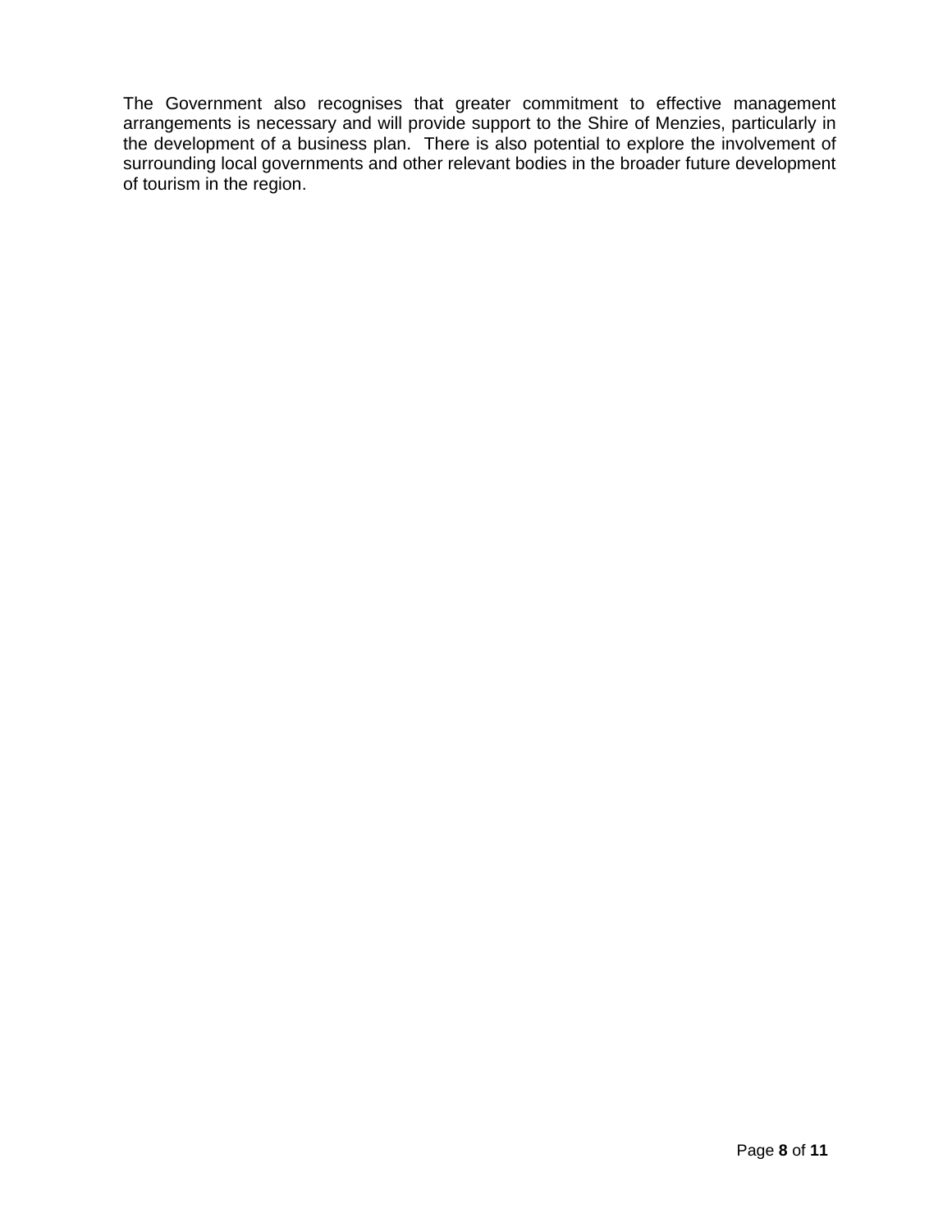The Government also recognises that greater commitment to effective management arrangements is necessary and will provide support to the Shire of Menzies, particularly in the development of a business plan. There is also potential to explore the involvement of surrounding local governments and other relevant bodies in the broader future development of tourism in the region.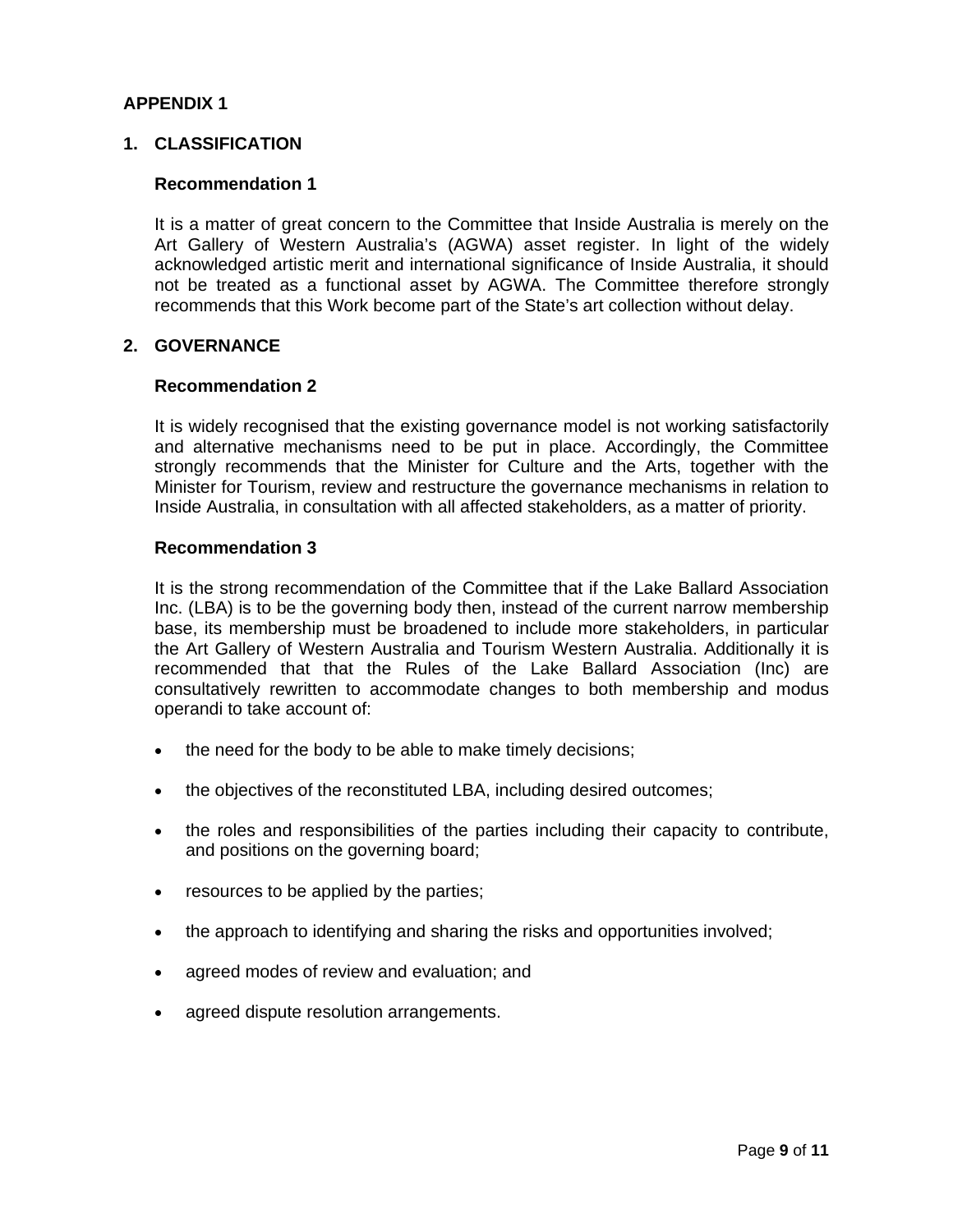# APPENDIX 1

## 1. CLASSIFICATION

### Recommendation 1

It is a matter of great concern to the Committee that Inside Australia is merely on the Art Gallery of Western Australia's (AGWA) asset register. In light of the widely acknowledged artistic merit and international significance of Inside Australia, it should not be treated as a functional asset by AGWA. The Committee therefore strongly recommends that this Work become part of the State's art collection without delay.

## 2. GOVERNANCE

### Recommendation 2

It is widely recognised that the existing governance model is not working satisfactorily and alternative mechanisms need to be put in place. Accordingly, the Committee strongly recommends that the Minister for Culture and the Arts, together with the Minister for Tourism, review and restructure the governance mechanisms in relation to Inside Australia, in consultation with all affected stakeholders, as a matter of priority.

### Recommendation 3

It is the strong recommendation of the Committee that if the Lake Ballard Association Inc. (LBA) is to be the governing body then, instead of the current narrow membership base, its membership must be broadened to include more stakeholders, in particular the Art Gallery of Western Australia and Tourism Western Australia. Additionally it is recommended that that the Rules of the Lake Ballard Association (Inc) are consultatively rewritten to accommodate changes to both membership and modus operandi to take account of:

- the need for the body to be able to make timely decisions;
- the objectives of the reconstituted LBA, including desired outcomes;
- the roles and responsibilities of the parties including their capacity to contribute, and positions on the governing board;
- resources to be applied by the parties;
- the approach to identifying and sharing the risks and opportunities involved;
- agreed modes of review and evaluation; and
- agreed dispute resolution arrangements.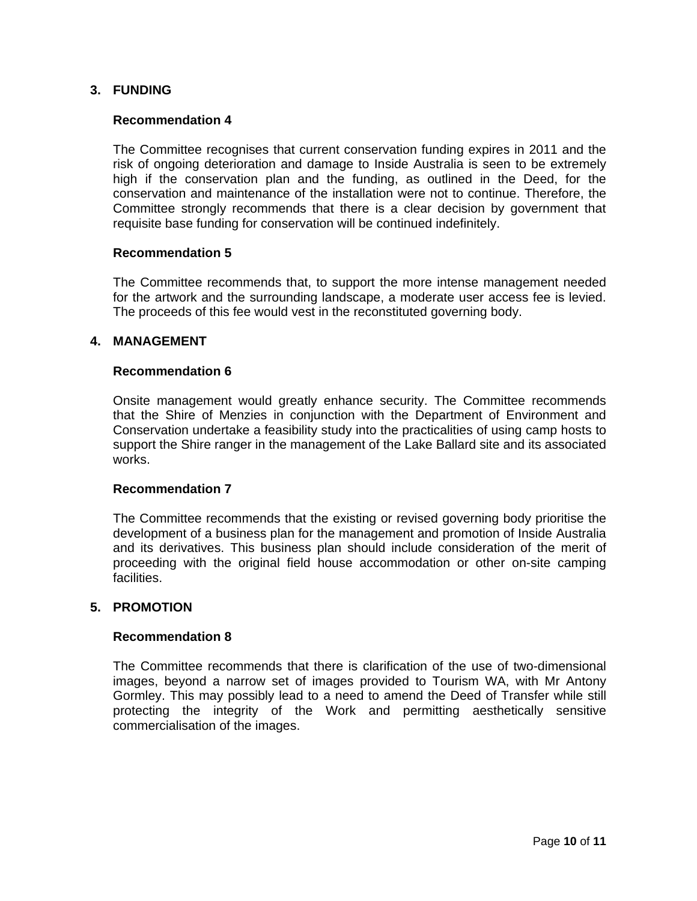## 3. FUNDING

### Recommendation 4

The Committee recognises that current conservation funding expires in 2011 and the risk of ongoing deterioration and damage to Inside Australia is seen to be extremely high if the conservation plan and the funding, as outlined in the Deed, for the conservation and maintenance of the installation were not to continue. Therefore, the Committee strongly recommends that there is a clear decision by government that requisite base funding for conservation will be continued indefinitely.

### Recommendation 5

The Committee recommends that, to support the more intense management needed for the artwork and the surrounding landscape, a moderate user access fee is levied. The proceeds of this fee would vest in the reconstituted governing body.

## 4. MANAGEMENT

### Recommendation 6

Onsite management would greatly enhance security. The Committee recommends that the Shire of Menzies in conjunction with the Department of Environment and Conservation undertake a feasibility study into the practicalities of using camp hosts to support the Shire ranger in the management of the Lake Ballard site and its associated works.

### Recommendation 7

The Committee recommends that the existing or revised governing body prioritise the development of a business plan for the management and promotion of Inside Australia and its derivatives. This business plan should include consideration of the merit of proceeding with the original field house accommodation or other on-site camping facilities.

## 5. PROMOTION

### Recommendation 8

The Committee recommends that there is clarification of the use of two-dimensional images, beyond a narrow set of images provided to Tourism WA, with Mr Antony Gormley. This may possibly lead to a need to amend the Deed of Transfer while still protecting the integrity of the Work and permitting aesthetically sensitive commercialisation of the images.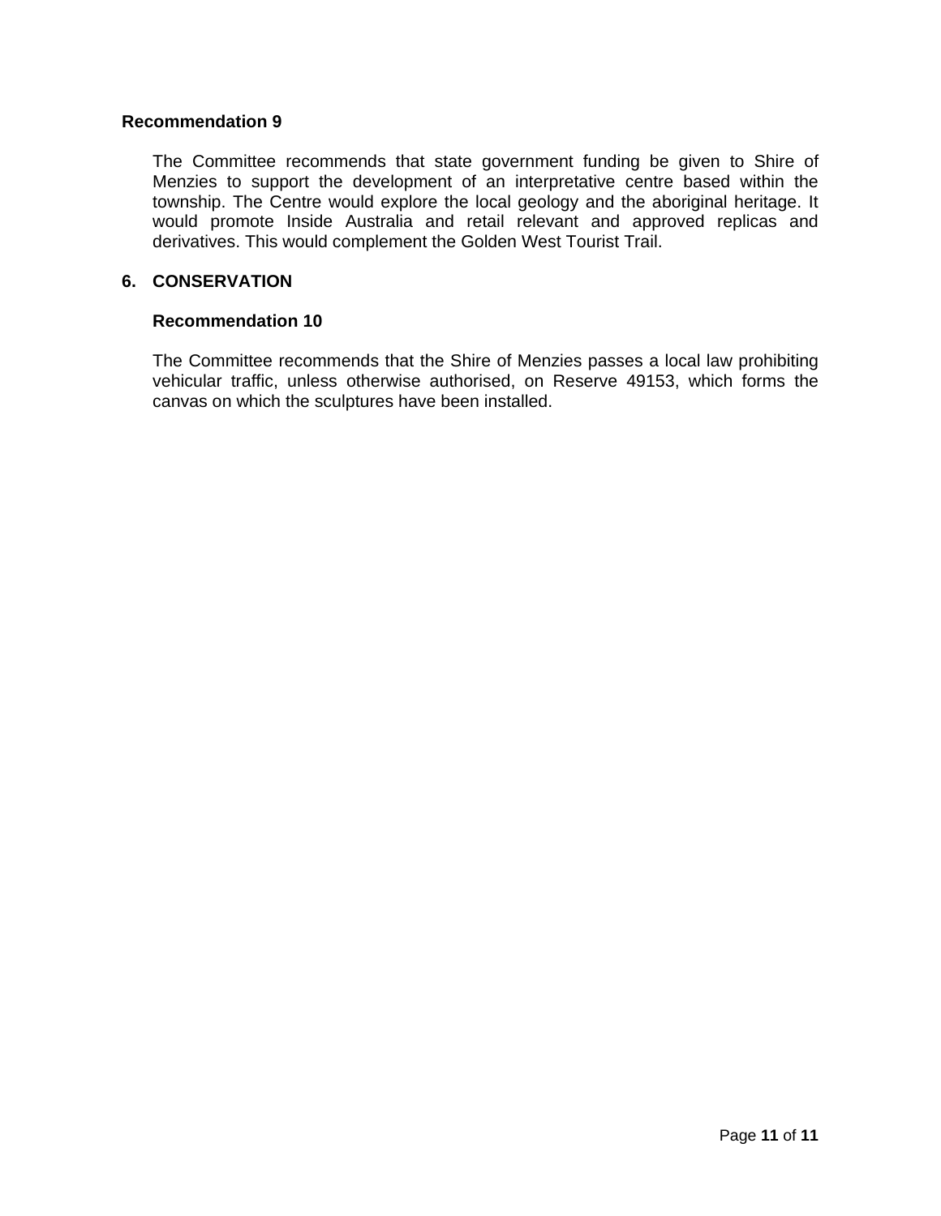**Recommendation 9**

The Committee recommends that state government funding be given to Shire of Menzies to support the development of an interpretative centre based within the township. The Centre would explore the local geology and the aboriginal heritage. It would promote Inside Australia and retail relevant and approved replicas and derivatives. This would complement the Golden West Tourist Trail.

## 6. CONSERVATION

**Recommendation 10**

The Committee recommends that the Shire of Menzies passes a local law prohibiting vehicular traffic, unless otherwise authorised, on Reserve 49153, which forms the canvas on which the sculptures have been installed.